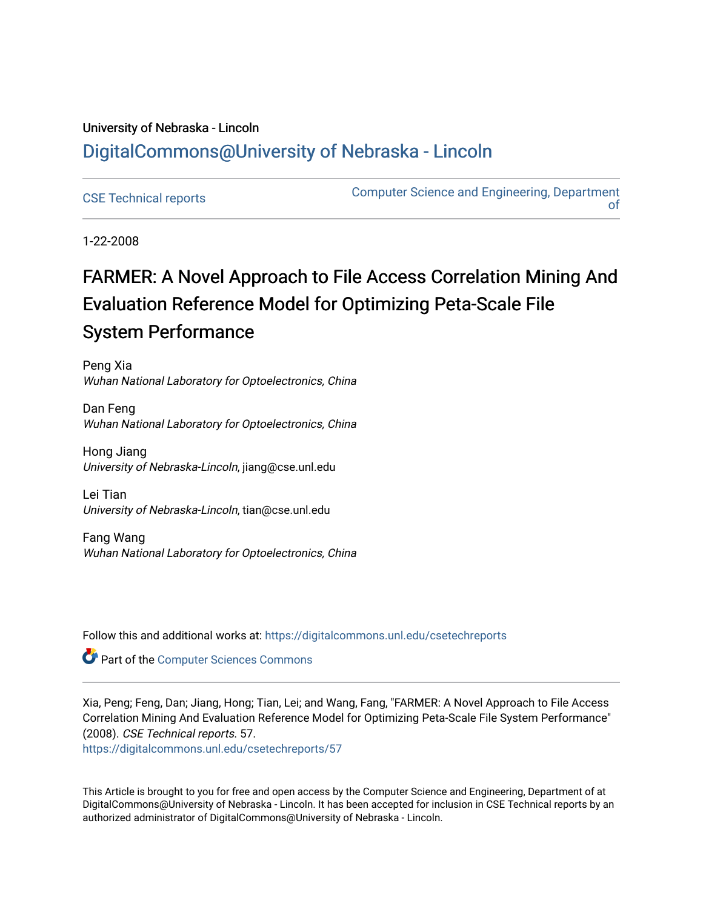University of Nebraska - Lincoln

## DigitalCommons@University of Nebraska - Lincoln

CSE Technical reports

Computer Science and Engineering, Department of

1-22-2008

# FARMER: A Novel Approach to File Access Correlation Mining And Evaluation Reference Model for Optimizing Peta-Scale File System Performance

Peng Xia
*Wuhan National Laboratory for Optoelectronics, China*

Dan Feng
*Wuhan National Laboratory for Optoelectronics, China*

Hong Jiang
*University of Nebraska-Lincoln*, jiang@cse.unl.edu

Lei Tian
*University of Nebraska-Lincoln*, tian@cse.unl.edu

Fang Wang
*Wuhan National Laboratory for Optoelectronics, China*

Follow this and additional works at: https://digitalcommons.unl.edu/csetechreports

Part of the Computer Sciences Commons

Xia, Peng; Feng, Dan; Jiang, Hong; Tian, Lei; and Wang, Fang, "FARMER: A Novel Approach to File Access Correlation Mining And Evaluation Reference Model for Optimizing Peta-Scale File System Performance" (2008). *CSE Technical reports.* 57.
https://digitalcommons.unl.edu/csetechreports/57

This Article is brought to you for free and open access by the Computer Science and Engineering, Department of at DigitalCommons@University of Nebraska - Lincoln. It has been accepted for inclusion in CSE Technical reports by an authorized administrator of DigitalCommons@University of Nebraska - Lincoln.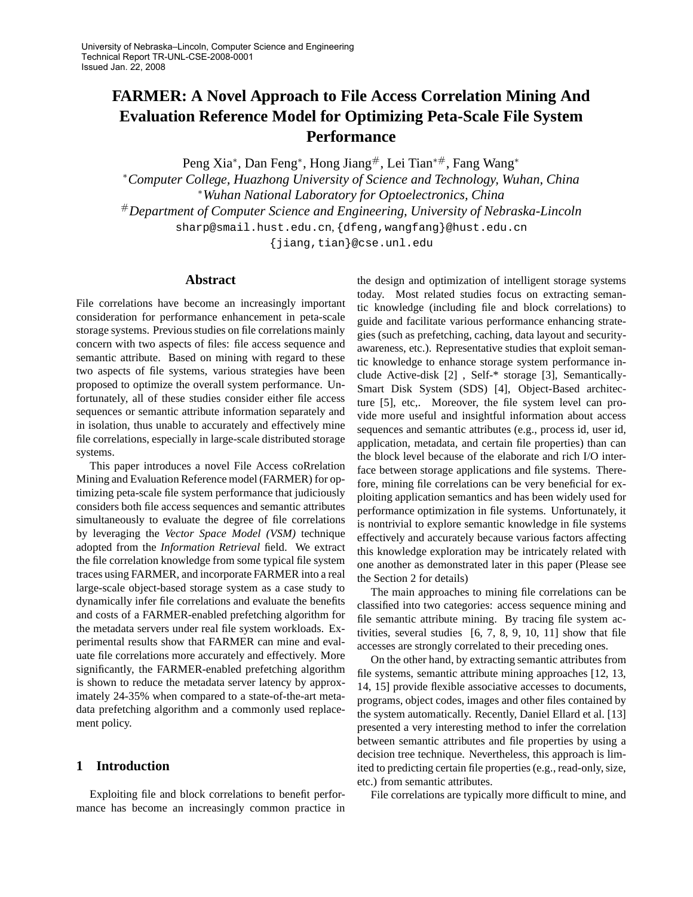University of Nebraska–Lincoln, Computer Science and Engineering
Technical Report TR-UNL-CSE-2008-0001
Issued Jan. 22, 2008

# FARMER: A Novel Approach to File Access Correlation Mining And Evaluation Reference Model for Optimizing Peta-Scale File System Performance

Peng Xia*, Dan Feng*, Hong Jiang#, Lei Tian*#, Fang Wang*

**Computer College, Huazhong University of Science and Technology, Wuhan, China*
**Wuhan National Laboratory for Optoelectronics, China*
#*Department of Computer Science and Engineering, University of Nebraska-Lincoln*

sharp@smail.hust.edu.cn, {dfeng,wangfang}@hust.edu.cn
{jiang,tian}@cse.unl.edu

## Abstract

File correlations have become an increasingly important consideration for performance enhancement in peta-scale storage systems. Previous studies on file correlations mainly concern with two aspects of files: file access sequence and semantic attribute. Based on mining with regard to these two aspects of file systems, various strategies have been proposed to optimize the overall system performance. Unfortunately, all of these studies consider either file access sequences or semantic attribute information separately and in isolation, thus unable to accurately and effectively mine file correlations, especially in large-scale distributed storage systems.

This paper introduces a novel File Access coRrelation Mining and Evaluation Reference model (FARMER) for optimizing peta-scale file system performance that judiciously considers both file access sequences and semantic attributes simultaneously to evaluate the degree of file correlations by leveraging the *Vector Space Model (VSM)* technique adopted from the *Information Retrieval* field. We extract the file correlation knowledge from some typical file system traces using FARMER, and incorporate FARMER into a real large-scale object-based storage system as a case study to dynamically infer file correlations and evaluate the benefits and costs of a FARMER-enabled prefetching algorithm for the metadata servers under real file system workloads. Experimental results show that FARMER can mine and evaluate file correlations more accurately and effectively. More significantly, the FARMER-enabled prefetching algorithm is shown to reduce the metadata server latency by approximately 24-35% when compared to a state-of-the-art metadata prefetching algorithm and a commonly used replacement policy.

## 1 Introduction

Exploiting file and block correlations to benefit performance has become an increasingly common practice in the design and optimization of intelligent storage systems today. Most related studies focus on extracting semantic knowledge (including file and block correlations) to guide and facilitate various performance enhancing strategies (such as prefetching, caching, data layout and security-awareness, etc.). Representative studies that exploit semantic knowledge to enhance storage system performance include Active-disk [2] , Self-* storage [3], Semantically-Smart Disk System (SDS) [4], Object-Based architecture [5], etc,. Moreover, the file system level can provide more useful and insightful information about access sequences and semantic attributes (e.g., process id, user id, application, metadata, and certain file properties) than can the block level because of the elaborate and rich I/O interface between storage applications and file systems. Therefore, mining file correlations can be very beneficial for exploiting application semantics and has been widely used for performance optimization in file systems. Unfortunately, it is nontrivial to explore semantic knowledge in file systems effectively and accurately because various factors affecting this knowledge exploration may be intricately related with one another as demonstrated later in this paper (Please see the Section 2 for details)

The main approaches to mining file correlations can be classified into two categories: access sequence mining and file semantic attribute mining. By tracing file system activities, several studies [6, 7, 8, 9, 10, 11] show that file accesses are strongly correlated to their preceding ones.

On the other hand, by extracting semantic attributes from file systems, semantic attribute mining approaches [12, 13, 14, 15] provide flexible associative accesses to documents, programs, object codes, images and other files contained by the system automatically. Recently, Daniel Ellard et al. [13] presented a very interesting method to infer the correlation between semantic attributes and file properties by using a decision tree technique. Nevertheless, this approach is limited to predicting certain file properties (e.g., read-only, size, etc.) from semantic attributes.

File correlations are typically more difficult to mine, and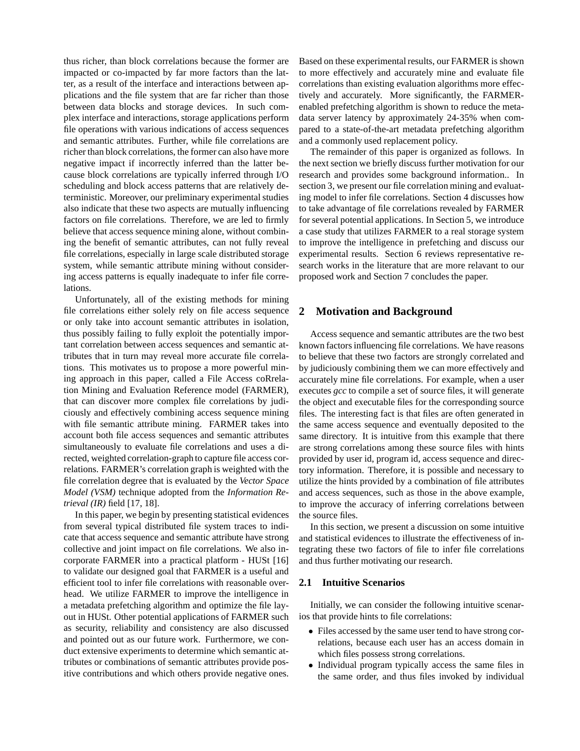thus richer, than block correlations because the former are impacted or co-impacted by far more factors than the latter, as a result of the interface and interactions between applications and the file system that are far richer than those between data blocks and storage devices. In such complex interface and interactions, storage applications perform file operations with various indications of access sequences and semantic attributes. Further, while file correlations are richer than block correlations, the former can also have more negative impact if incorrectly inferred than the latter because block correlations are typically inferred through I/O scheduling and block access patterns that are relatively deterministic. Moreover, our preliminary experimental studies also indicate that these two aspects are mutually influencing factors on file correlations. Therefore, we are led to firmly believe that access sequence mining alone, without combining the benefit of semantic attributes, can not fully reveal file correlations, especially in large scale distributed storage system, while semantic attribute mining without considering access patterns is equally inadequate to infer file correlations.

Unfortunately, all of the existing methods for mining file correlations either solely rely on file access sequence or only take into account semantic attributes in isolation, thus possibly failing to fully exploit the potentially important correlation between access sequences and semantic attributes that in turn may reveal more accurate file correlations. This motivates us to propose a more powerful mining approach in this paper, called a File Access coRrelation Mining and Evaluation Reference model (FARMER), that can discover more complex file correlations by judiciously and effectively combining access sequence mining with file semantic attribute mining. FARMER takes into account both file access sequences and semantic attributes simultaneously to evaluate file correlations and uses a directed, weighted correlation-graph to capture file access correlations. FARMER's correlation graph is weighted with the file correlation degree that is evaluated by the *Vector Space Model (VSM)* technique adopted from the *Information Retrieval (IR)* field [17, 18].

In this paper, we begin by presenting statistical evidences from several typical distributed file system traces to indicate that access sequence and semantic attribute have strong collective and joint impact on file correlations. We also incorporate FARMER into a practical platform - HUSt [16] to validate our designed goal that FARMER is a useful and efficient tool to infer file correlations with reasonable overhead. We utilize FARMER to improve the intelligence in a metadata prefetching algorithm and optimize the file layout in HUSt. Other potential applications of FARMER such as security, reliability and consistency are also discussed and pointed out as our future work. Furthermore, we conduct extensive experiments to determine which semantic attributes or combinations of semantic attributes provide positive contributions and which others provide negative ones. Based on these experimental results, our FARMER is shown to more effectively and accurately mine and evaluate file correlations than existing evaluation algorithms more effectively and accurately. More significantly, the FARMER-enabled prefetching algorithm is shown to reduce the metadata server latency by approximately 24-35% when compared to a state-of-the-art metadata prefetching algorithm and a commonly used replacement policy.

The remainder of this paper is organized as follows. In the next section we briefly discuss further motivation for our research and provides some background information.. In section 3, we present our file correlation mining and evaluating model to infer file correlations. Section 4 discusses how to take advantage of file correlations revealed by FARMER for several potential applications. In Section 5, we introduce a case study that utilizes FARMER to a real storage system to improve the intelligence in prefetching and discuss our experimental results. Section 6 reviews representative research works in the literature that are more relavant to our proposed work and Section 7 concludes the paper.

## 2 Motivation and Background

Access sequence and semantic attributes are the two best known factors influencing file correlations. We have reasons to believe that these two factors are strongly correlated and by judiciously combining them we can more effectively and accurately mine file correlations. For example, when a user executes *gcc* to compile a set of source files, it will generate the object and executable files for the corresponding source files. The interesting fact is that files are often generated in the same access sequence and eventually deposited to the same directory. It is intuitive from this example that there are strong correlations among these source files with hints provided by user id, program id, access sequence and directory information. Therefore, it is possible and necessary to utilize the hints provided by a combination of file attributes and access sequences, such as those in the above example, to improve the accuracy of inferring correlations between the source files.

In this section, we present a discussion on some intuitive and statistical evidences to illustrate the effectiveness of integrating these two factors of file to infer file correlations and thus further motivating our research.

### 2.1 Intuitive Scenarios

Initially, we can consider the following intuitive scenarios that provide hints to file correlations:

- Files accessed by the same user tend to have strong correlations, because each user has an access domain in which files possess strong correlations.
- Individual program typically access the same files in the same order, and thus files invoked by individual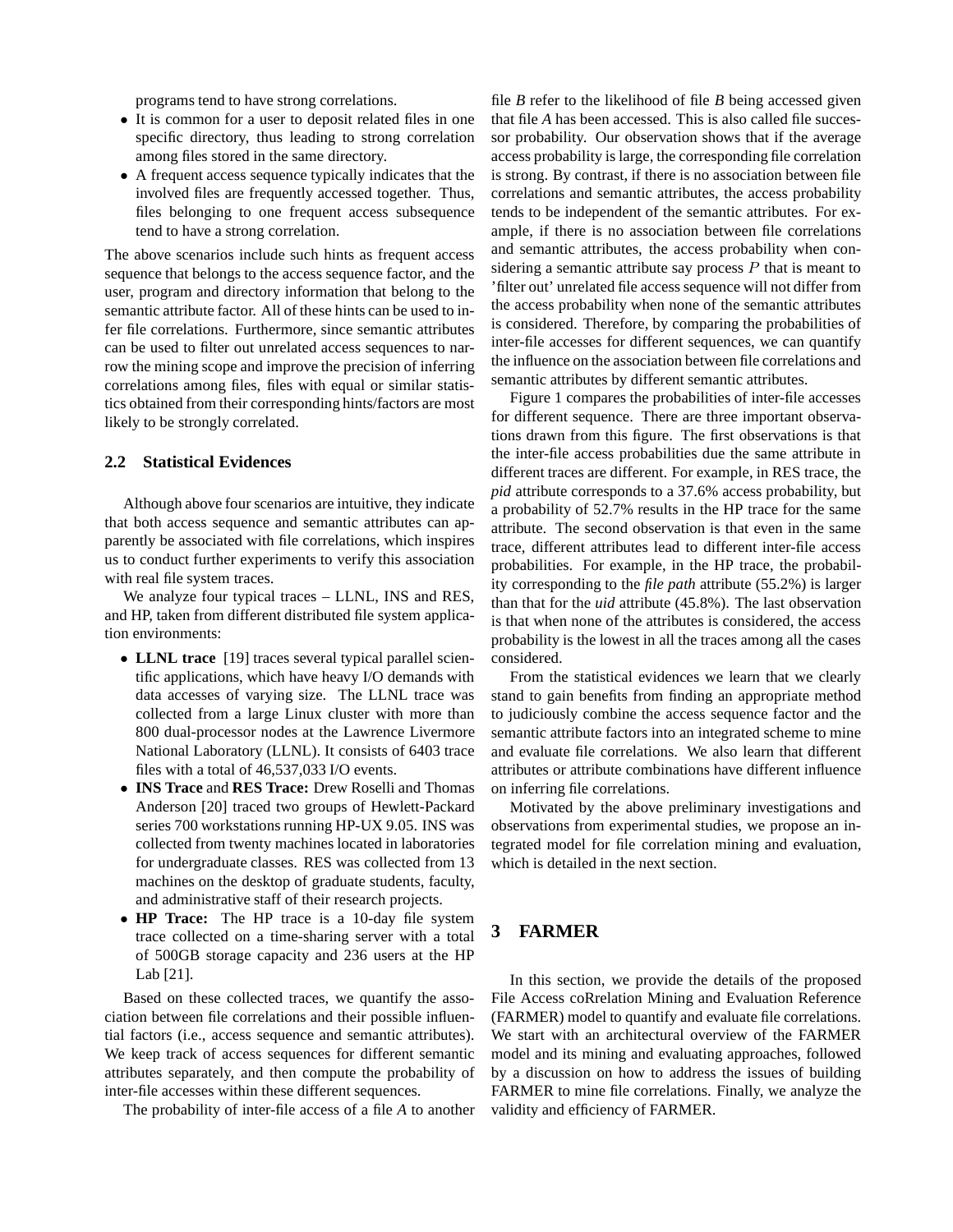programs tend to have strong correlations.

- It is common for a user to deposit related files in one specific directory, thus leading to strong correlation among files stored in the same directory.
- A frequent access sequence typically indicates that the involved files are frequently accessed together. Thus, files belonging to one frequent access subsequence tend to have a strong correlation.

The above scenarios include such hints as frequent access sequence that belongs to the access sequence factor, and the user, program and directory information that belong to the semantic attribute factor. All of these hints can be used to infer file correlations. Furthermore, since semantic attributes can be used to filter out unrelated access sequences to narrow the mining scope and improve the precision of inferring correlations among files, files with equal or similar statistics obtained from their corresponding hints/factors are most likely to be strongly correlated.

### 2.2 Statistical Evidences

Although above four scenarios are intuitive, they indicate that both access sequence and semantic attributes can apparently be associated with file correlations, which inspires us to conduct further experiments to verify this association with real file system traces.

We analyze four typical traces – LLNL, INS and RES, and HP, taken from different distributed file system application environments:

- **LLNL trace** [19] traces several typical parallel scientific applications, which have heavy I/O demands with data accesses of varying size. The LLNL trace was collected from a large Linux cluster with more than 800 dual-processor nodes at the Lawrence Livermore National Laboratory (LLNL). It consists of 6403 trace files with a total of 46,537,033 I/O events.
- **INS Trace** and **RES Trace:** Drew Roselli and Thomas Anderson [20] traced two groups of Hewlett-Packard series 700 workstations running HP-UX 9.05. INS was collected from twenty machines located in laboratories for undergraduate classes. RES was collected from 13 machines on the desktop of graduate students, faculty, and administrative staff of their research projects.
- **HP Trace:** The HP trace is a 10-day file system trace collected on a time-sharing server with a total of 500GB storage capacity and 236 users at the HP Lab [21].

Based on these collected traces, we quantify the association between file correlations and their possible influential factors (i.e., access sequence and semantic attributes). We keep track of access sequences for different semantic attributes separately, and then compute the probability of inter-file accesses within these different sequences.

The probability of inter-file access of a file *A* to another file *B* refer to the likelihood of file *B* being accessed given that file *A* has been accessed. This is also called file successor probability. Our observation shows that if the average access probability is large, the corresponding file correlation is strong. By contrast, if there is no association between file correlations and semantic attributes, the access probability tends to be independent of the semantic attributes. For example, if there is no association between file correlations and semantic attributes, the access probability when considering a semantic attribute say process $P$ that is meant to 'filter out' unrelated file access sequence will not differ from the access probability when none of the semantic attributes is considered. Therefore, by comparing the probabilities of inter-file accesses for different sequences, we can quantify the influence on the association between file correlations and semantic attributes by different semantic attributes.

Figure 1 compares the probabilities of inter-file accesses for different sequence. There are three important observations drawn from this figure. The first observations is that the inter-file access probabilities due the same attribute in different traces are different. For example, in RES trace, the *pid* attribute corresponds to a 37.6% access probability, but a probability of 52.7% results in the HP trace for the same attribute. The second observation is that even in the same trace, different attributes lead to different inter-file access probabilities. For example, in the HP trace, the probability corresponding to the *file path* attribute (55.2%) is larger than that for the *uid* attribute (45.8%). The last observation is that when none of the attributes is considered, the access probability is the lowest in all the traces among all the cases considered.

From the statistical evidences we learn that we clearly stand to gain benefits from finding an appropriate method to judiciously combine the access sequence factor and the semantic attribute factors into an integrated scheme to mine and evaluate file correlations. We also learn that different attributes or attribute combinations have different influence on inferring file correlations.

Motivated by the above preliminary investigations and observations from experimental studies, we propose an integrated model for file correlation mining and evaluation, which is detailed in the next section.

## 3 FARMER

In this section, we provide the details of the proposed File Access coRrelation Mining and Evaluation Reference (FARMER) model to quantify and evaluate file correlations. We start with an architectural overview of the FARMER model and its mining and evaluating approaches, followed by a discussion on how to address the issues of building FARMER to mine file correlations. Finally, we analyze the validity and efficiency of FARMER.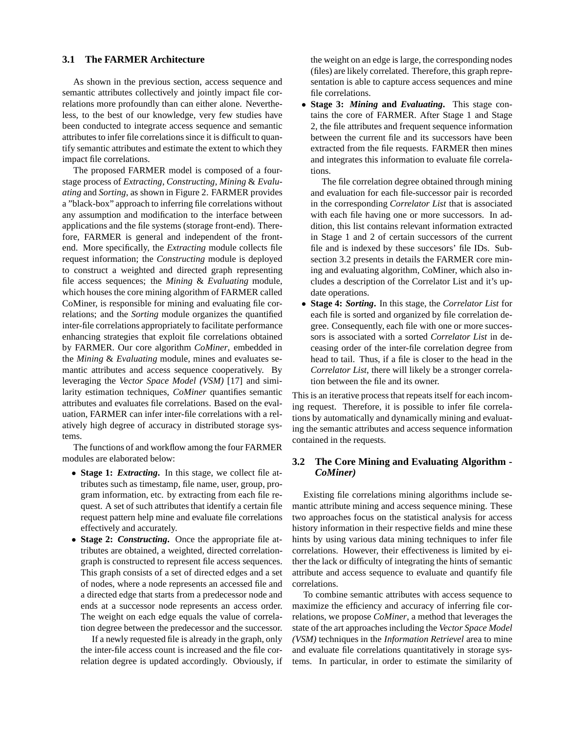### 3.1 The FARMER Architecture

As shown in the previous section, access sequence and semantic attributes collectively and jointly impact file correlations more profoundly than can either alone. Nevertheless, to the best of our knowledge, very few studies have been conducted to integrate access sequence and semantic attributes to infer file correlations since it is difficult to quantify semantic attributes and estimate the extent to which they impact file correlations.

The proposed FARMER model is composed of a four-stage process of *Extracting*, *Constructing*, *Mining* & *Evaluating* and *Sorting*, as shown in Figure 2. FARMER provides a "black-box" approach to inferring file correlations without any assumption and modification to the interface between applications and the file systems (storage front-end). Therefore, FARMER is general and independent of the front-end. More specifically, the *Extracting* module collects file request information; the *Constructing* module is deployed to construct a weighted and directed graph representing file access sequences; the *Mining* & *Evaluating* module, which houses the core mining algorithm of FARMER called CoMiner, is responsible for mining and evaluating file correlations; and the *Sorting* module organizes the quantified inter-file correlations appropriately to facilitate performance enhancing strategies that exploit file correlations obtained by FARMER. Our core algorithm *CoMiner*, embedded in the *Mining* & *Evaluating* module, mines and evaluates semantic attributes and access sequence cooperatively. By leveraging the *Vector Space Model (VSM)* [17] and similarity estimation techniques, *CoMiner* quantifies semantic attributes and evaluates file correlations. Based on the evaluation, FARMER can infer inter-file correlations with a relatively high degree of accuracy in distributed storage systems.

The functions of and workflow among the four FARMER modules are elaborated below:

- **Stage 1: *Extracting*.** In this stage, we collect file attributes such as timestamp, file name, user, group, program information, etc. by extracting from each file request. A set of such attributes that identify a certain file request pattern help mine and evaluate file correlations effectively and accurately.
- **Stage 2: *Constructing*.** Once the appropriate file attributes are obtained, a weighted, directed correlation-graph is constructed to represent file access sequences. This graph consists of a set of directed edges and a set of nodes, where a node represents an accessed file and a directed edge that starts from a predecessor node and ends at a successor node represents an access order. The weight on each edge equals the value of correlation degree between the predecessor and the successor.

  If a newly requested file is already in the graph, only the inter-file access count is increased and the file correlation degree is updated accordingly. Obviously, if the weight on an edge is large, the corresponding nodes (files) are likely correlated. Therefore, this graph representation is able to capture access sequences and mine file correlations.
- **Stage 3: *Mining* and *Evaluating*.** This stage contains the core of FARMER. After Stage 1 and Stage 2, the file attributes and frequent sequence information between the current file and its successors have been extracted from the file requests. FARMER then mines and integrates this information to evaluate file correlations.

  The file correlation degree obtained through mining and evaluation for each file-successor pair is recorded in the corresponding *Correlator List* that is associated with each file having one or more successors. In addition, this list contains relevant information extracted in Stage 1 and 2 of certain successors of the current file and is indexed by these succesors' file IDs. Subsection 3.2 presents in details the FARMER core mining and evaluating algorithm, CoMiner, which also includes a description of the Correlator List and it's update operations.
- **Stage 4: *Sorting*.** In this stage, the *Correlator List* for each file is sorted and organized by file correlation degree. Consequently, each file with one or more successors is associated with a sorted *Correlator List* in deceasing order of the inter-file correlation degree from head to tail. Thus, if a file is closer to the head in the *Correlator List*, there will likely be a stronger correlation between the file and its owner.

This is an iterative process that repeats itself for each incoming request. Therefore, it is possible to infer file correlations by automatically and dynamically mining and evaluating the semantic attributes and access sequence information contained in the requests.

### 3.2 The Core Mining and Evaluating Algorithm - *CoMiner)*

Existing file correlations mining algorithms include semantic attribute mining and access sequence mining. These two approaches focus on the statistical analysis for access history information in their respective fields and mine these hints by using various data mining techniques to infer file correlations. However, their effectiveness is limited by either the lack or difficulty of integrating the hints of semantic attribute and access sequence to evaluate and quantify file correlations.

To combine semantic attributes with access sequence to maximize the efficiency and accuracy of inferring file correlations, we propose *CoMiner*, a method that leverages the state of the art approaches including the *Vector Space Model (VSM)* techniques in the *Information Retrievel* area to mine and evaluate file correlations quantitatively in storage systems. In particular, in order to estimate the similarity of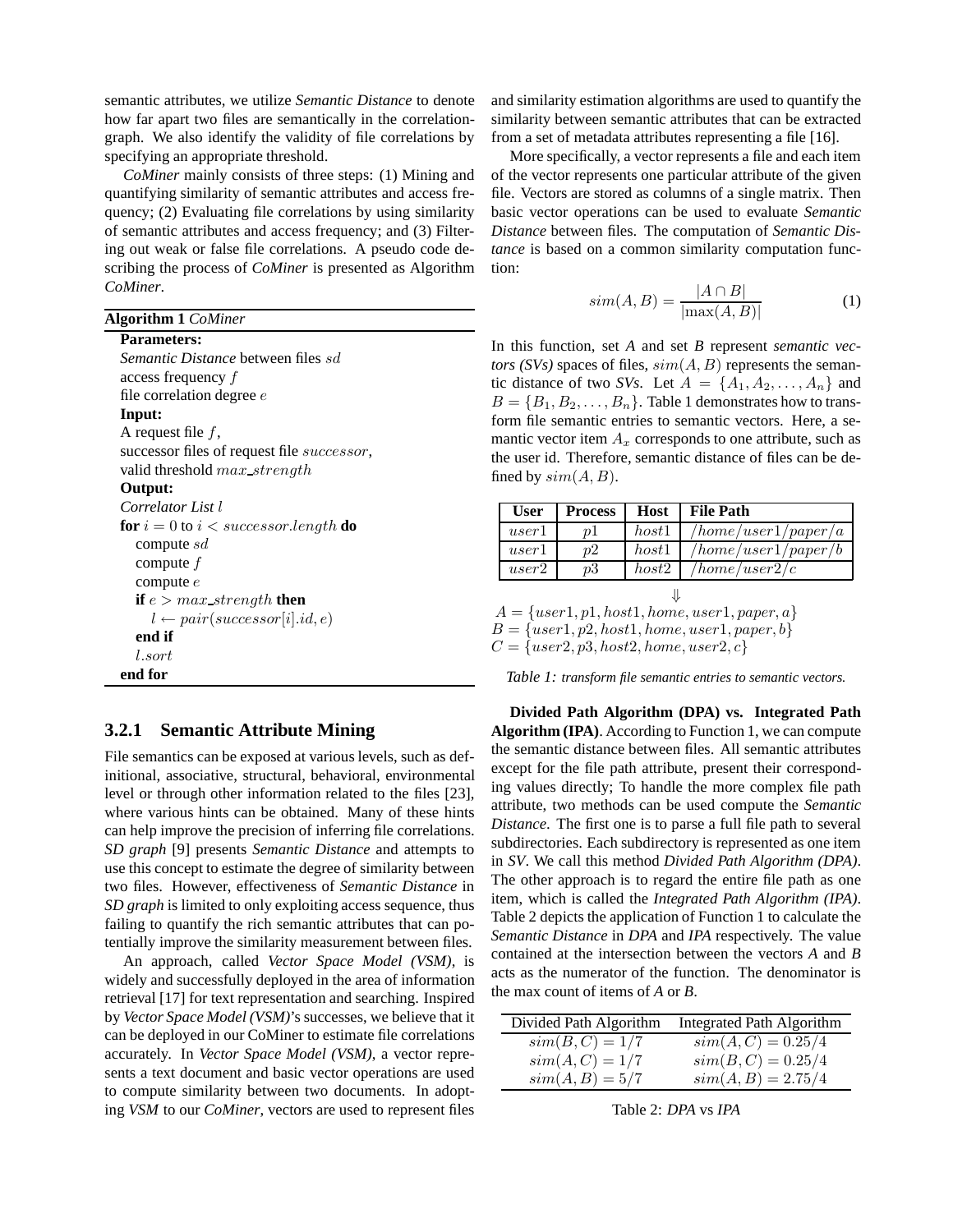semantic attributes, we utilize *Semantic Distance* to denote how far apart two files are semantically in the correlation-graph. We also identify the validity of file correlations by specifying an appropriate threshold.

*CoMiner* mainly consists of three steps: (1) Mining and quantifying similarity of semantic attributes and access frequency; (2) Evaluating file correlations by using similarity of semantic attributes and access frequency; and (3) Filtering out weak or false file correlations. A pseudo code describing the process of *CoMiner* is presented as Algorithm *CoMiner*.

**Algorithm 1** *CoMiner*

```
Parameters:
  Semantic Distance between files sd
  access frequency f
  file correlation degree e
Input:
  A request file f,
  successor files of request file successor,
  valid threshold max_strength
Output:
  Correlator List l
for i = 0 to i < successor.length do
  compute sd
  compute f
  compute e
  if e > max_strength then
    l ← pair(successor[i].id, e)
  end if
  l.sort
end for
```

### 3.2.1 Semantic Attribute Mining

File semantics can be exposed at various levels, such as definitional, associative, structural, behavioral, environmental level or through other information related to the files [23], where various hints can be obtained. Many of these hints can help improve the precision of inferring file correlations. *SD graph* [9] presents *Semantic Distance* and attempts to use this concept to estimate the degree of similarity between two files. However, effectiveness of *Semantic Distance* in *SD graph* is limited to only exploiting access sequence, thus failing to quantify the rich semantic attributes that can potentially improve the similarity measurement between files.

An approach, called *Vector Space Model (VSM)*, is widely and successfully deployed in the area of information retrieval [17] for text representation and searching. Inspired by *Vector Space Model (VSM)*'s successes, we believe that it can be deployed in our CoMiner to estimate file correlations accurately. In *Vector Space Model (VSM)*, a vector represents a text document and basic vector operations are used to compute similarity between two documents. In adopting *VSM* to our *CoMiner*, vectors are used to represent files and similarity estimation algorithms are used to quantify the similarity between semantic attributes that can be extracted from a set of metadata attributes representing a file [16].

More specifically, a vector represents a file and each item of the vector represents one particular attribute of the given file. Vectors are stored as columns of a single matrix. Then basic vector operations can be used to evaluate *Semantic Distance* between files. The computation of *Semantic Distance* is based on a common similarity computation function:

$$sim(A, B) = \frac{|A \cap B|}{|\max(A, B)|} \tag{1}$$

In this function, set *A* and set *B* represent *semantic vectors (SVs)* spaces of files, $sim(A, B)$ represents the semantic distance of two *SVs*. Let $A = \{A_1, A_2, \ldots, A_n\}$ and $B = \{B_1, B_2, \ldots, B_n\}$. Table 1 demonstrates how to transform file semantic entries to semantic vectors. Here, a semantic vector item $A_x$ corresponds to one attribute, such as the user id. Therefore, semantic distance of files can be defined by $sim(A, B)$.

| User | Process | Host | File Path |
|---|---|---|---|
| $user1$ | $p1$ | $host1$ | $/home/user1/paper/a$ |
| $user1$ | $p2$ | $host1$ | $/home/user1/paper/b$ |
| $user2$ | $p3$ | $host2$ | $/home/user2/c$ |

$$\Downarrow$$

$A = \{user1, p1, host1, home, user1, paper, a\}$
$B = \{user1, p2, host1, home, user1, paper, b\}$
$C = \{user2, p3, host2, home, user2, c\}$

*Table 1: transform file semantic entries to semantic vectors.*

**Divided Path Algorithm (DPA) vs. Integrated Path Algorithm (IPA)**. According to Function 1, we can compute the semantic distance between files. All semantic attributes except for the file path attribute, present their corresponding values directly; To handle the more complex file path attribute, two methods can be used compute the *Semantic Distance*. The first one is to parse a full file path to several subdirectories. Each subdirectory is represented as one item in *SV*. We call this method *Divided Path Algorithm (DPA)*. The other approach is to regard the entire file path as one item, which is called the *Integrated Path Algorithm (IPA)*. Table 2 depicts the application of Function 1 to calculate the *Semantic Distance* in *DPA* and *IPA* respectively. The value contained at the intersection between the vectors *A* and *B* acts as the numerator of the function. The denominator is the max count of items of *A* or *B*.

| Divided Path Algorithm | Integrated Path Algorithm |
|---|---|
| $sim(B, C) = 1/7$ | $sim(A, C) = 0.25/4$ |
| $sim(A, C) = 1/7$ | $sim(B, C) = 0.25/4$ |
| $sim(A, B) = 5/7$ | $sim(A, B) = 2.75/4$ |

Table 2: *DPA* vs *IPA*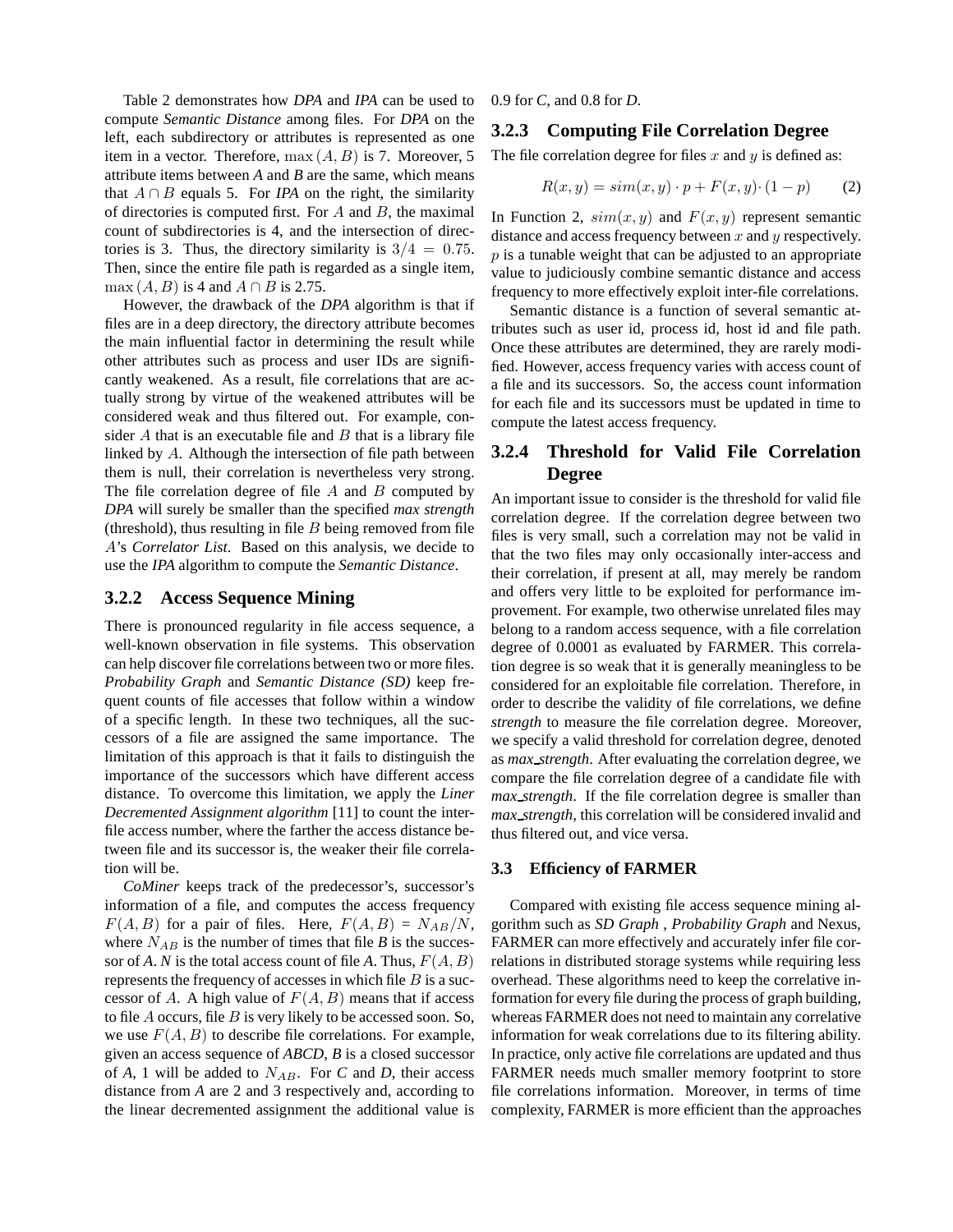Table 2 demonstrates how *DPA* and *IPA* can be used to compute *Semantic Distance* among files. For *DPA* on the left, each subdirectory or attributes is represented as one item in a vector. Therefore, $\max(A, B)$ is 7. Moreover, 5 attribute items between *A* and *B* are the same, which means that $A \cap B$ equals 5. For *IPA* on the right, the similarity of directories is computed first. For $A$ and $B$, the maximal count of subdirectories is 4, and the intersection of directories is 3. Thus, the directory similarity is $3/4 = 0.75$. Then, since the entire file path is regarded as a single item, $\max(A, B)$ is 4 and $A \cap B$ is 2.75.

However, the drawback of the *DPA* algorithm is that if files are in a deep directory, the directory attribute becomes the main influential factor in determining the result while other attributes such as process and user IDs are significantly weakened. As a result, file correlations that are actually strong by virtue of the weakened attributes will be considered weak and thus filtered out. For example, consider $A$ that is an executable file and $B$ that is a library file linked by $A$. Although the intersection of file path between them is null, their correlation is nevertheless very strong. The file correlation degree of file $A$ and $B$ computed by *DPA* will surely be smaller than the specified *max strength* (threshold), thus resulting in file $B$ being removed from file $A$'s *Correlator List*. Based on this analysis, we decide to use the *IPA* algorithm to compute the *Semantic Distance*.

### 3.2.2 Access Sequence Mining

There is pronounced regularity in file access sequence, a well-known observation in file systems. This observation can help discover file correlations between two or more files. *Probability Graph* and *Semantic Distance (SD)* keep frequent counts of file accesses that follow within a window of a specific length. In these two techniques, all the successors of a file are assigned the same importance. The limitation of this approach is that it fails to distinguish the importance of the successors which have different access distance. To overcome this limitation, we apply the *Liner Decremented Assignment algorithm* [11] to count the inter-file access number, where the farther the access distance between file and its successor is, the weaker their file correlation will be.

*CoMiner* keeps track of the predecessor's, successor's information of a file, and computes the access frequency $F(A, B)$ for a pair of files. Here, $F(A, B) = N_{AB}/N$, where $N_{AB}$ is the number of times that file *B* is the successor of *A*. *N* is the total access count of file *A*. Thus, $F(A, B)$ represents the frequency of accesses in which file $B$ is a successor of $A$. A high value of $F(A, B)$ means that if access to file $A$ occurs, file $B$ is very likely to be accessed soon. So, we use $F(A, B)$ to describe file correlations. For example, given an access sequence of *ABCD*, *B* is a closed successor of *A*, 1 will be added to $N_{AB}$. For *C* and *D*, their access distance from *A* are 2 and 3 respectively and, according to the linear decremented assignment the additional value is 0.9 for *C*, and 0.8 for *D*.

### 3.2.3 Computing File Correlation Degree

The file correlation degree for files $x$ and $y$ is defined as:

$$R(x, y) = sim(x, y) \cdot p + F(x, y) \cdot (1 - p) \qquad (2)$$

In Function 2, $sim(x, y)$ and $F(x, y)$ represent semantic distance and access frequency between $x$ and $y$ respectively. $p$ is a tunable weight that can be adjusted to an appropriate value to judiciously combine semantic distance and access frequency to more effectively exploit inter-file correlations.

Semantic distance is a function of several semantic attributes such as user id, process id, host id and file path. Once these attributes are determined, they are rarely modified. However, access frequency varies with access count of a file and its successors. So, the access count information for each file and its successors must be updated in time to compute the latest access frequency.

### 3.2.4 Threshold for Valid File Correlation Degree

An important issue to consider is the threshold for valid file correlation degree. If the correlation degree between two files is very small, such a correlation may not be valid in that the two files may only occasionally inter-access and their correlation, if present at all, may merely be random and offers very little to be exploited for performance improvement. For example, two otherwise unrelated files may belong to a random access sequence, with a file correlation degree of 0.0001 as evaluated by FARMER. This correlation degree is so weak that it is generally meaningless to be considered for an exploitable file correlation. Therefore, in order to describe the validity of file correlations, we define *strength* to measure the file correlation degree. Moreover, we specify a valid threshold for correlation degree, denoted as *max_strength*. After evaluating the correlation degree, we compare the file correlation degree of a candidate file with *max_strength*. If the file correlation degree is smaller than *max_strength*, this correlation will be considered invalid and thus filtered out, and vice versa.

### 3.3 Efficiency of FARMER

Compared with existing file access sequence mining algorithm such as *SD Graph* , *Probability Graph* and Nexus, FARMER can more effectively and accurately infer file correlations in distributed storage systems while requiring less overhead. These algorithms need to keep the correlative information for every file during the process of graph building, whereas FARMER does not need to maintain any correlative information for weak correlations due to its filtering ability. In practice, only active file correlations are updated and thus FARMER needs much smaller memory footprint to store file correlations information. Moreover, in terms of time complexity, FARMER is more efficient than the approaches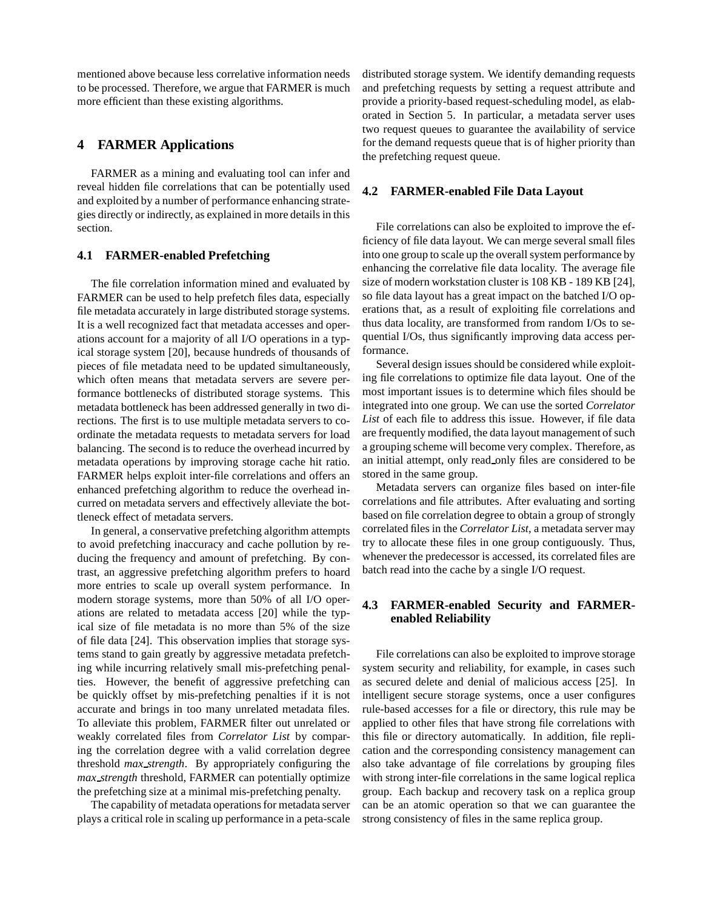mentioned above because less correlative information needs to be processed. Therefore, we argue that FARMER is much more efficient than these existing algorithms.

## 4 FARMER Applications

FARMER as a mining and evaluating tool can infer and reveal hidden file correlations that can be potentially used and exploited by a number of performance enhancing strategies directly or indirectly, as explained in more details in this section.

### 4.1 FARMER-enabled Prefetching

The file correlation information mined and evaluated by FARMER can be used to help prefetch files data, especially file metadata accurately in large distributed storage systems. It is a well recognized fact that metadata accesses and operations account for a majority of all I/O operations in a typical storage system [20], because hundreds of thousands of pieces of file metadata need to be updated simultaneously, which often means that metadata servers are severe performance bottlenecks of distributed storage systems. This metadata bottleneck has been addressed generally in two directions. The first is to use multiple metadata servers to coordinate the metadata requests to metadata servers for load balancing. The second is to reduce the overhead incurred by metadata operations by improving storage cache hit ratio. FARMER helps exploit inter-file correlations and offers an enhanced prefetching algorithm to reduce the overhead incurred on metadata servers and effectively alleviate the bottleneck effect of metadata servers.

In general, a conservative prefetching algorithm attempts to avoid prefetching inaccuracy and cache pollution by reducing the frequency and amount of prefetching. By contrast, an aggressive prefetching algorithm prefers to hoard more entries to scale up overall system performance. In modern storage systems, more than 50% of all I/O operations are related to metadata access [20] while the typical size of file metadata is no more than 5% of the size of file data [24]. This observation implies that storage systems stand to gain greatly by aggressive metadata prefetching while incurring relatively small mis-prefetching penalties. However, the benefit of aggressive prefetching can be quickly offset by mis-prefetching penalties if it is not accurate and brings in too many unrelated metadata files. To alleviate this problem, FARMER filter out unrelated or weakly correlated files from *Correlator List* by comparing the correlation degree with a valid correlation degree threshold *max_strength*. By appropriately configuring the *max_strength* threshold, FARMER can potentially optimize the prefetching size at a minimal mis-prefetching penalty.

The capability of metadata operations for metadata server plays a critical role in scaling up performance in a peta-scale distributed storage system. We identify demanding requests and prefetching requests by setting a request attribute and provide a priority-based request-scheduling model, as elaborated in Section 5. In particular, a metadata server uses two request queues to guarantee the availability of service for the demand requests queue that is of higher priority than the prefetching request queue.

### 4.2 FARMER-enabled File Data Layout

File correlations can also be exploited to improve the efficiency of file data layout. We can merge several small files into one group to scale up the overall system performance by enhancing the correlative file data locality. The average file size of modern workstation cluster is 108 KB - 189 KB [24], so file data layout has a great impact on the batched I/O operations that, as a result of exploiting file correlations and thus data locality, are transformed from random I/Os to sequential I/Os, thus significantly improving data access performance.

Several design issues should be considered while exploiting file correlations to optimize file data layout. One of the most important issues is to determine which files should be integrated into one group. We can use the sorted *Correlator List* of each file to address this issue. However, if file data are frequently modified, the data layout management of such a grouping scheme will become very complex. Therefore, as an initial attempt, only read_only files are considered to be stored in the same group.

Metadata servers can organize files based on inter-file correlations and file attributes. After evaluating and sorting based on file correlation degree to obtain a group of strongly correlated files in the *Correlator List*, a metadata server may try to allocate these files in one group contiguously. Thus, whenever the predecessor is accessed, its correlated files are batch read into the cache by a single I/O request.

### 4.3 FARMER-enabled Security and FARMER-enabled Reliability

File correlations can also be exploited to improve storage system security and reliability, for example, in cases such as secured delete and denial of malicious access [25]. In intelligent secure storage systems, once a user configures rule-based accesses for a file or directory, this rule may be applied to other files that have strong file correlations with this file or directory automatically. In addition, file replication and the corresponding consistency management can also take advantage of file correlations by grouping files with strong inter-file correlations in the same logical replica group. Each backup and recovery task on a replica group can be an atomic operation so that we can guarantee the strong consistency of files in the same replica group.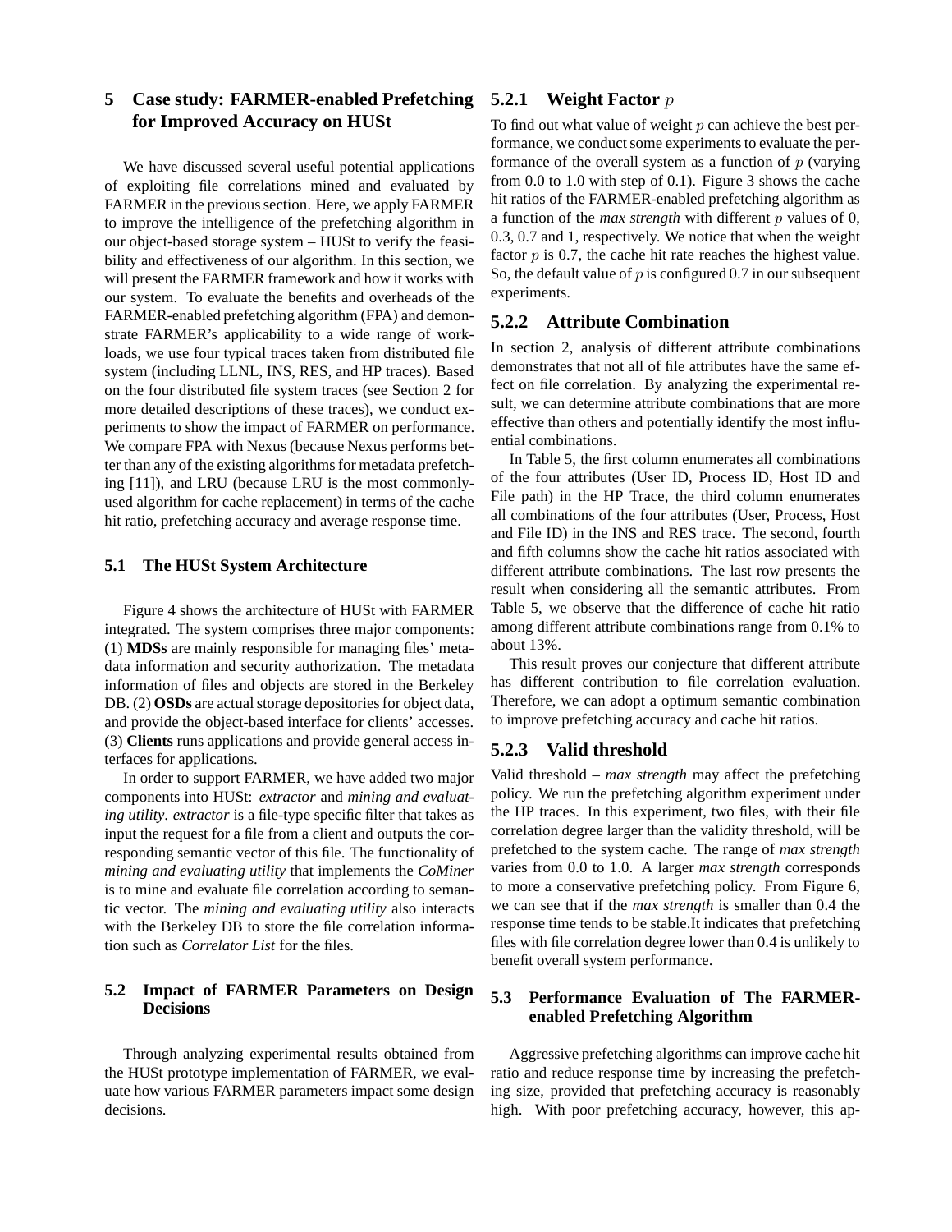# 5 Case study: FARMER-enabled Prefetching for Improved Accuracy on HUSt

We have discussed several useful potential applications of exploiting file correlations mined and evaluated by FARMER in the previous section. Here, we apply FARMER to improve the intelligence of the prefetching algorithm in our object-based storage system – HUSt to verify the feasibility and effectiveness of our algorithm. In this section, we will present the FARMER framework and how it works with our system. To evaluate the benefits and overheads of the FARMER-enabled prefetching algorithm (FPA) and demonstrate FARMER's applicability to a wide range of workloads, we use four typical traces taken from distributed file system (including LLNL, INS, RES, and HP traces). Based on the four distributed file system traces (see Section 2 for more detailed descriptions of these traces), we conduct experiments to show the impact of FARMER on performance. We compare FPA with Nexus (because Nexus performs better than any of the existing algorithms for metadata prefetching [11]), and LRU (because LRU is the most commonly-used algorithm for cache replacement) in terms of the cache hit ratio, prefetching accuracy and average response time.

## 5.1 The HUSt System Architecture

Figure 4 shows the architecture of HUSt with FARMER integrated. The system comprises three major components: (1) **MDSs** are mainly responsible for managing files' metadata information and security authorization. The metadata information of files and objects are stored in the Berkeley DB. (2) **OSDs** are actual storage depositories for object data, and provide the object-based interface for clients' accesses. (3) **Clients** runs applications and provide general access interfaces for applications.

In order to support FARMER, we have added two major components into HUSt: *extractor* and *mining and evaluating utility*. *extractor* is a file-type specific filter that takes as input the request for a file from a client and outputs the corresponding semantic vector of this file. The functionality of *mining and evaluating utility* that implements the *CoMiner* is to mine and evaluate file correlation according to semantic vector. The *mining and evaluating utility* also interacts with the Berkeley DB to store the file correlation information such as *Correlator List* for the files.

## 5.2 Impact of FARMER Parameters on Design Decisions

Through analyzing experimental results obtained from the HUSt prototype implementation of FARMER, we evaluate how various FARMER parameters impact some design decisions.

### 5.2.1 Weight Factor $p$

To find out what value of weight $p$ can achieve the best performance, we conduct some experiments to evaluate the performance of the overall system as a function of $p$ (varying from 0.0 to 1.0 with step of 0.1). Figure 3 shows the cache hit ratios of the FARMER-enabled prefetching algorithm as a function of the *max strength* with different $p$ values of 0, 0.3, 0.7 and 1, respectively. We notice that when the weight factor $p$ is 0.7, the cache hit rate reaches the highest value. So, the default value of $p$ is configured 0.7 in our subsequent experiments.

### 5.2.2 Attribute Combination

In section 2, analysis of different attribute combinations demonstrates that not all of file attributes have the same effect on file correlation. By analyzing the experimental result, we can determine attribute combinations that are more effective than others and potentially identify the most influential combinations.

In Table 5, the first column enumerates all combinations of the four attributes (User ID, Process ID, Host ID and File path) in the HP Trace, the third column enumerates all combinations of the four attributes (User, Process, Host and File ID) in the INS and RES trace. The second, fourth and fifth columns show the cache hit ratios associated with different attribute combinations. The last row presents the result when considering all the semantic attributes. From Table 5, we observe that the difference of cache hit ratio among different attribute combinations range from 0.1% to about 13%.

This result proves our conjecture that different attribute has different contribution to file correlation evaluation. Therefore, we can adopt a optimum semantic combination to improve prefetching accuracy and cache hit ratios.

### 5.2.3 Valid threshold

Valid threshold – *max strength* may affect the prefetching policy. We run the prefetching algorithm experiment under the HP traces. In this experiment, two files, with their file correlation degree larger than the validity threshold, will be prefetched to the system cache. The range of *max strength* varies from 0.0 to 1.0. A larger *max strength* corresponds to more a conservative prefetching policy. From Figure 6, we can see that if the *max strength* is smaller than 0.4 the response time tends to be stable.It indicates that prefetching files with file correlation degree lower than 0.4 is unlikely to benefit overall system performance.

## 5.3 Performance Evaluation of The FARMER-enabled Prefetching Algorithm

Aggressive prefetching algorithms can improve cache hit ratio and reduce response time by increasing the prefetching size, provided that prefetching accuracy is reasonably high. With poor prefetching accuracy, however, this ap-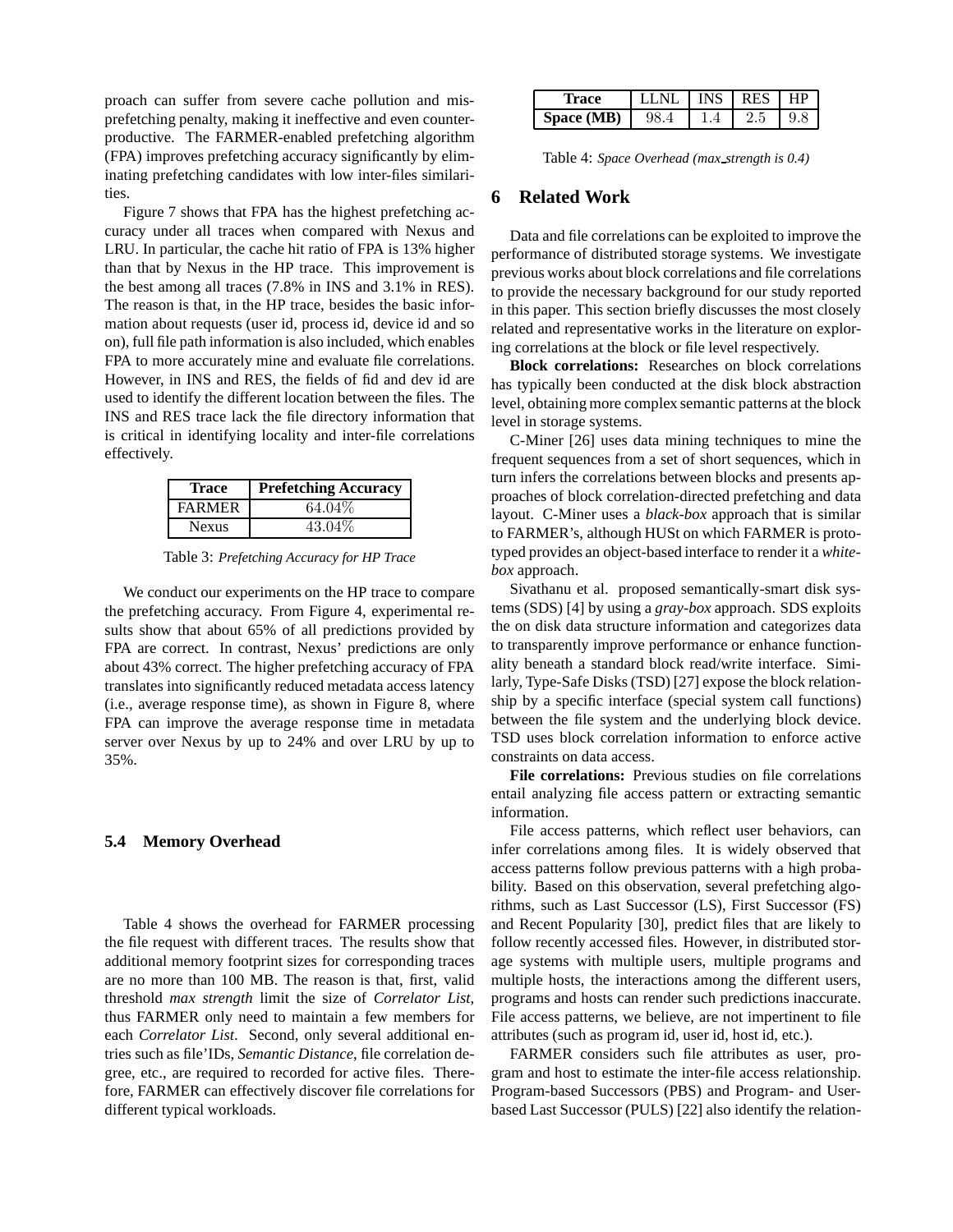proach can suffer from severe cache pollution and misprefetching penalty, making it ineffective and even counterproductive. The FARMER-enabled prefetching algorithm (FPA) improves prefetching accuracy significantly by eliminating prefetching candidates with low inter-files similarities.

Figure 7 shows that FPA has the highest prefetching accuracy under all traces when compared with Nexus and LRU. In particular, the cache hit ratio of FPA is 13% higher than that by Nexus in the HP trace. This improvement is the best among all traces (7.8% in INS and 3.1% in RES). The reason is that, in the HP trace, besides the basic information about requests (user id, process id, device id and so on), full file path information is also included, which enables FPA to more accurately mine and evaluate file correlations. However, in INS and RES, the fields of fid and dev id are used to identify the different location between the files. The INS and RES trace lack the file directory information that is critical in identifying locality and inter-file correlations effectively.

| Trace | Prefetching Accuracy |
| --- | --- |
| FARMER | 64.04% |
| Nexus | 43.04% |

Table 3: *Prefetching Accuracy for HP Trace*

We conduct our experiments on the HP trace to compare the prefetching accuracy. From Figure 4, experimental results show that about 65% of all predictions provided by FPA are correct. In contrast, Nexus' predictions are only about 43% correct. The higher prefetching accuracy of FPA translates into significantly reduced metadata access latency (i.e., average response time), as shown in Figure 8, where FPA can improve the average response time in metadata server over Nexus by up to 24% and over LRU by up to 35%.

### 5.4 Memory Overhead

Table 4 shows the overhead for FARMER processing the file request with different traces. The results show that additional memory footprint sizes for corresponding traces are no more than 100 MB. The reason is that, first, valid threshold *max strength* limit the size of *Correlator List*, thus FARMER only need to maintain a few members for each *Correlator List*. Second, only several additional entries such as file'IDs, *Semantic Distance*, file correlation degree, etc., are required to recorded for active files. Therefore, FARMER can effectively discover file correlations for different typical workloads.

| Trace | LLNL | INS | RES | HP |
| --- | --- | --- | --- | --- |
| **Space (MB)** | 98.4 | 1.4 | 2.5 | 9.8 |

Table 4: *Space Overhead (max_strength is 0.4)*

## 6 Related Work

Data and file correlations can be exploited to improve the performance of distributed storage systems. We investigate previous works about block correlations and file correlations to provide the necessary background for our study reported in this paper. This section briefly discusses the most closely related and representative works in the literature on exploring correlations at the block or file level respectively.

**Block correlations:** Researches on block correlations has typically been conducted at the disk block abstraction level, obtaining more complex semantic patterns at the block level in storage systems.

C-Miner [26] uses data mining techniques to mine the frequent sequences from a set of short sequences, which in turn infers the correlations between blocks and presents approaches of block correlation-directed prefetching and data layout. C-Miner uses a *black-box* approach that is similar to FARMER's, although HUSt on which FARMER is prototyped provides an object-based interface to render it a *white-box* approach.

Sivathanu et al. proposed semantically-smart disk systems (SDS) [4] by using a *gray-box* approach. SDS exploits the on disk data structure information and categorizes data to transparently improve performance or enhance functionality beneath a standard block read/write interface. Similarly, Type-Safe Disks (TSD) [27] expose the block relationship by a specific interface (special system call functions) between the file system and the underlying block device. TSD uses block correlation information to enforce active constraints on data access.

**File correlations:** Previous studies on file correlations entail analyzing file access pattern or extracting semantic information.

File access patterns, which reflect user behaviors, can infer correlations among files. It is widely observed that access patterns follow previous patterns with a high probability. Based on this observation, several prefetching algorithms, such as Last Successor (LS), First Successor (FS) and Recent Popularity [30], predict files that are likely to follow recently accessed files. However, in distributed storage systems with multiple users, multiple programs and multiple hosts, the interactions among the different users, programs and hosts can render such predictions inaccurate. File access patterns, we believe, are not impertinent to file attributes (such as program id, user id, host id, etc.).

FARMER considers such file attributes as user, program and host to estimate the inter-file access relationship. Program-based Successors (PBS) and Program- and User-based Last Successor (PULS) [22] also identify the relation-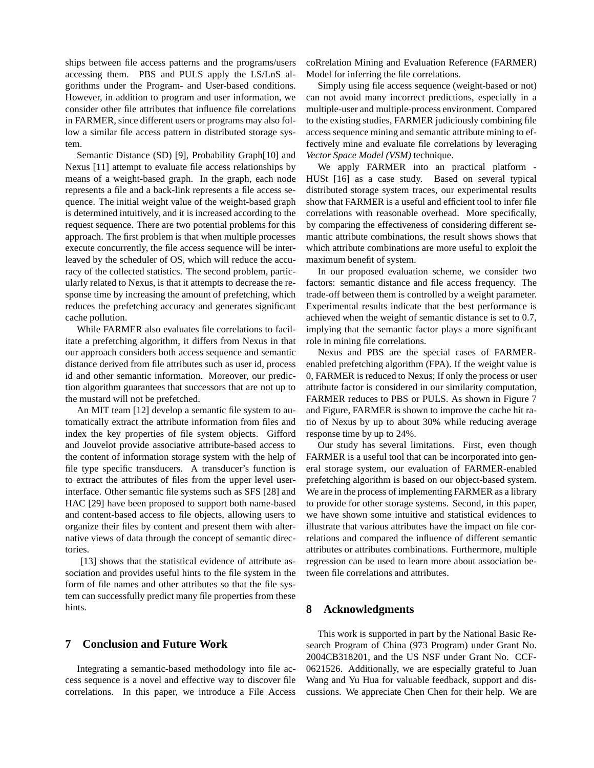ships between file access patterns and the programs/users accessing them. PBS and PULS apply the LS/LnS algorithms under the Program- and User-based conditions. However, in addition to program and user information, we consider other file attributes that influence file correlations in FARMER, since different users or programs may also follow a similar file access pattern in distributed storage system.

Semantic Distance (SD) [9], Probability Graph[10] and Nexus [11] attempt to evaluate file access relationships by means of a weight-based graph. In the graph, each node represents a file and a back-link represents a file access sequence. The initial weight value of the weight-based graph is determined intuitively, and it is increased according to the request sequence. There are two potential problems for this approach. The first problem is that when multiple processes execute concurrently, the file access sequence will be interleaved by the scheduler of OS, which will reduce the accuracy of the collected statistics. The second problem, particularly related to Nexus, is that it attempts to decrease the response time by increasing the amount of prefetching, which reduces the prefetching accuracy and generates significant cache pollution.

While FARMER also evaluates file correlations to facilitate a prefetching algorithm, it differs from Nexus in that our approach considers both access sequence and semantic distance derived from file attributes such as user id, process id and other semantic information. Moreover, our prediction algorithm guarantees that successors that are not up to the mustard will not be prefetched.

An MIT team [12] develop a semantic file system to automatically extract the attribute information from files and index the key properties of file system objects. Gifford and Jouvelot provide associative attribute-based access to the content of information storage system with the help of file type specific transducers. A transducer's function is to extract the attributes of files from the upper level user-interface. Other semantic file systems such as SFS [28] and HAC [29] have been proposed to support both name-based and content-based access to file objects, allowing users to organize their files by content and present them with alternative views of data through the concept of semantic directories.

[13] shows that the statistical evidence of attribute association and provides useful hints to the file system in the form of file names and other attributes so that the file system can successfully predict many file properties from these hints.

## 7 Conclusion and Future Work

Integrating a semantic-based methodology into file access sequence is a novel and effective way to discover file correlations. In this paper, we introduce a File Access coRrelation Mining and Evaluation Reference (FARMER) Model for inferring the file correlations.

Simply using file access sequence (weight-based or not) can not avoid many incorrect predictions, especially in a multiple-user and multiple-process environment. Compared to the existing studies, FARMER judiciously combining file access sequence mining and semantic attribute mining to effectively mine and evaluate file correlations by leveraging *Vector Space Model (VSM)* technique.

We apply FARMER into an practical platform - HUSt [16] as a case study. Based on several typical distributed storage system traces, our experimental results show that FARMER is a useful and efficient tool to infer file correlations with reasonable overhead. More specifically, by comparing the effectiveness of considering different semantic attribute combinations, the result shows shows that which attribute combinations are more useful to exploit the maximum benefit of system.

In our proposed evaluation scheme, we consider two factors: semantic distance and file access frequency. The trade-off between them is controlled by a weight parameter. Experimental results indicate that the best performance is achieved when the weight of semantic distance is set to 0.7, implying that the semantic factor plays a more significant role in mining file correlations.

Nexus and PBS are the special cases of FARMER-enabled prefetching algorithm (FPA). If the weight value is 0, FARMER is reduced to Nexus; If only the process or user attribute factor is considered in our similarity computation, FARMER reduces to PBS or PULS. As shown in Figure 7 and Figure, FARMER is shown to improve the cache hit ratio of Nexus by up to about 30% while reducing average response time by up to 24%.

Our study has several limitations. First, even though FARMER is a useful tool that can be incorporated into general storage system, our evaluation of FARMER-enabled prefetching algorithm is based on our object-based system. We are in the process of implementing FARMER as a library to provide for other storage systems. Second, in this paper, we have shown some intuitive and statistical evidences to illustrate that various attributes have the impact on file correlations and compared the influence of different semantic attributes or attributes combinations. Furthermore, multiple regression can be used to learn more about association between file correlations and attributes.

## 8 Acknowledgments

This work is supported in part by the National Basic Research Program of China (973 Program) under Grant No. 2004CB318201, and the US NSF under Grant No. CCF-0621526. Additionally, we are especially grateful to Juan Wang and Yu Hua for valuable feedback, support and discussions. We appreciate Chen Chen for their help. We are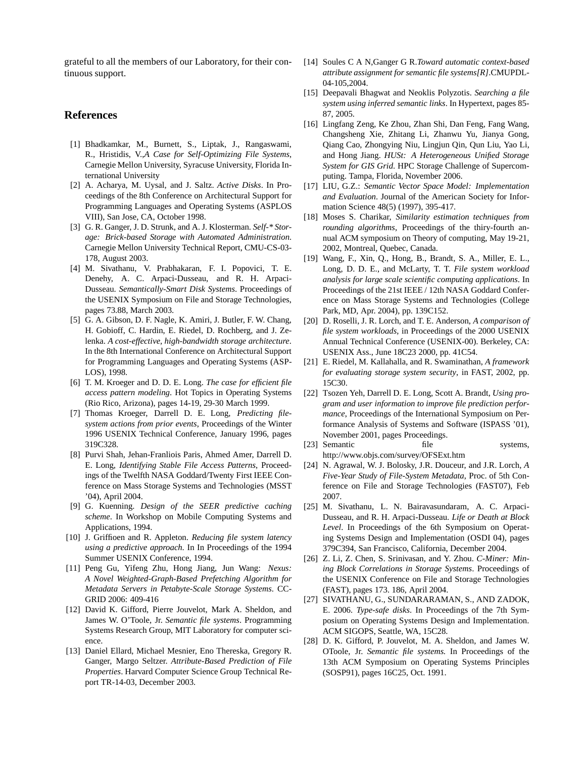grateful to all the members of our Laboratory, for their continuous support.

## References

[1] Bhadkamkar, M., Burnett, S., Liptak, J., Rangaswami, R., Hristidis, V.,*A Case for Self-Optimizing File Systems*, Carnegie Mellon University, Syracuse University, Florida International University

[2] A. Acharya, M. Uysal, and J. Saltz. *Active Disks*. In Proceedings of the 8th Conference on Architectural Support for Programming Languages and Operating Systems (ASPLOS VIII), San Jose, CA, October 1998.

[3] G. R. Ganger, J. D. Strunk, and A. J. Klosterman. *Self-* Storage: Brick-based Storage with Automated Administration*. Carnegie Mellon University Technical Report, CMU-CS-03-178, August 2003.

[4] M. Sivathanu, V. Prabhakaran, F. I. Popovici, T. E. Denehy, A. C. Arpaci-Dusseau, and R. H. Arpaci-Dusseau. *Semantically-Smart Disk Systems*. Proceedings of the USENIX Symposium on File and Storage Technologies, pages 73.88, March 2003.

[5] G. A. Gibson, D. F. Nagle, K. Amiri, J. Butler, F. W. Chang, H. Gobioff, C. Hardin, E. Riedel, D. Rochberg, and J. Zelenka. *A cost-effective, high-bandwidth storage architecture*. In the 8th International Conference on Architectural Support for Programming Languages and Operating Systems (ASPLOS), 1998.

[6] T. M. Kroeger and D. D. E. Long. *The case for efficient file access pattern modeling*. Hot Topics in Operating Systems (Rio Rico, Arizona), pages 14-19, 29-30 March 1999.

[7] Thomas Kroeger, Darrell D. E. Long, *Predicting file-system actions from prior events*, Proceedings of the Winter 1996 USENIX Technical Conference, January 1996, pages 319C328.

[8] Purvi Shah, Jehan-Franliois Paris, Ahmed Amer, Darrell D. E. Long, *Identifying Stable File Access Patterns*, Proceedings of the Twelfth NASA Goddard/Twenty First IEEE Conference on Mass Storage Systems and Technologies (MSST '04), April 2004.

[9] G. Kuenning. *Design of the SEER predictive caching scheme*. In Workshop on Mobile Computing Systems and Applications, 1994.

[10] J. Griffioen and R. Appleton. *Reducing file system latency using a predictive approach*. In In Proceedings of the 1994 Summer USENIX Conference, 1994.

[11] Peng Gu, Yifeng Zhu, Hong Jiang, Jun Wang: *Nexus: A Novel Weighted-Graph-Based Prefetching Algorithm for Metadata Servers in Petabyte-Scale Storage Systems*. CCGRID 2006: 409-416

[12] David K. Gifford, Pierre Jouvelot, Mark A. Sheldon, and James W. O'Toole, Jr. *Semantic file systems*. Programming Systems Research Group, MIT Laboratory for computer science.

[13] Daniel Ellard, Michael Mesnier, Eno Thereska, Gregory R. Ganger, Margo Seltzer. *Attribute-Based Prediction of File Properties*. Harvard Computer Science Group Technical Report TR-14-03, December 2003.

[14] Soules C A N,Ganger G R.*Toward automatic context-based attribute assignment for semantic file systems[R]*.CMUPDL-04-105,2004.

[15] Deepavali Bhagwat and Neoklis Polyzotis. *Searching a file system using inferred semantic links*. In Hypertext, pages 85-87, 2005.

[16] Lingfang Zeng, Ke Zhou, Zhan Shi, Dan Feng, Fang Wang, Changsheng Xie, Zhitang Li, Zhanwu Yu, Jianya Gong, Qiang Cao, Zhongying Niu, Lingjun Qin, Qun Liu, Yao Li, and Hong Jiang. *HUSt: A Heterogeneous Unified Storage System for GIS Grid*. HPC Storage Challenge of Supercomputing. Tampa, Florida, November 2006.

[17] LIU, G.Z.: *Semantic Vector Space Model: Implementation and Evaluation*. Journal of the American Society for Information Science 48(5) (1997), 395-417.

[18] Moses S. Charikar, *Similarity estimation techniques from rounding algorithms*, Proceedings of the thiry-fourth annual ACM symposium on Theory of computing, May 19-21, 2002, Montreal, Quebec, Canada.

[19] Wang, F., Xin, Q., Hong, B., Brandt, S. A., Miller, E. L., Long, D. D. E., and McLarty, T. T. *File system workload analysis for large scale scientific computing applications*. In Proceedings of the 21st IEEE / 12th NASA Goddard Conference on Mass Storage Systems and Technologies (College Park, MD, Apr. 2004), pp. 139C152.

[20] D. Roselli, J. R. Lorch, and T. E. Anderson, *A comparison of file system workloads*, in Proceedings of the 2000 USENIX Annual Technical Conference (USENIX-00). Berkeley, CA: USENIX Ass., June 18C23 2000, pp. 41C54.

[21] E. Riedel, M. Kallahalla, and R. Swaminathan, *A framework for evaluating storage system security*, in FAST, 2002, pp. 15C30.

[22] Tsozen Yeh, Darrell D. E. Long, Scott A. Brandt, *Using program and user information to improve file prediction performance*, Proceedings of the International Symposium on Performance Analysis of Systems and Software (ISPASS '01), November 2001, pages Proceedings.

[23] Semantic file systems, http://www.objs.com/survey/OFSExt.htm

[24] N. Agrawal, W. J. Bolosky, J.R. Douceur, and J.R. Lorch, *A Five-Year Study of File-System Metadata*, Proc. of 5th Conference on File and Storage Technologies (FAST07), Feb 2007.

[25] M. Sivathanu, L. N. Bairavasundaram, A. C. Arpaci-Dusseau, and R. H. Arpaci-Dusseau. *Life or Death at Block Level*. In Proceedings of the 6th Symposium on Operating Systems Design and Implementation (OSDI 04), pages 379C394, San Francisco, California, December 2004.

[26] Z. Li, Z. Chen, S. Srinivasan, and Y. Zhou. *C-Miner: Mining Block Correlations in Storage Systems*. Proceedings of the USENIX Conference on File and Storage Technologies (FAST), pages 173. 186, April 2004.

[27] SIVATHANU, G., SUNDARARAMAN, S., AND ZADOK, E. 2006. *Type-safe disks*. In Proceedings of the 7th Symposium on Operating Systems Design and Implementation. ACM SIGOPS, Seattle, WA, 15C28.

[28] D. K. Gifford, P. Jouvelot, M. A. Sheldon, and James W. OToole, Jr. *Semantic file systems.* In Proceedings of the 13th ACM Symposium on Operating Systems Principles (SOSP91), pages 16C25, Oct. 1991.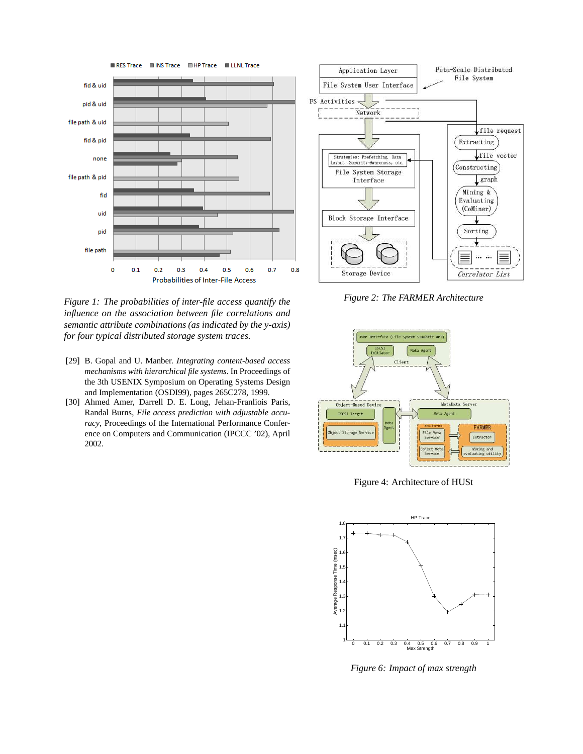*Figure 1: The probabilities of inter-file access quantify the influence on the association between file correlations and semantic attribute combinations (as indicated by the y-axis) for four typical distributed storage system traces.*

*Figure 2: The FARMER Architecture*

Figure 4: Architecture of HUSt

*Figure 6: Impact of max strength*

[29] B. Gopal and U. Manber. *Integrating content-based access mechanisms with hierarchical file systems*. In Proceedings of the 3th USENIX Symposium on Operating Systems Design and Implementation (OSDI99), pages 265C278, 1999.

[30] Ahmed Amer, Darrell D. E. Long, Jehan-Franliois Paris, Randal Burns, *File access prediction with adjustable accuracy*, Proceedings of the International Performance Conference on Computers and Communication (IPCCC '02), April 2002.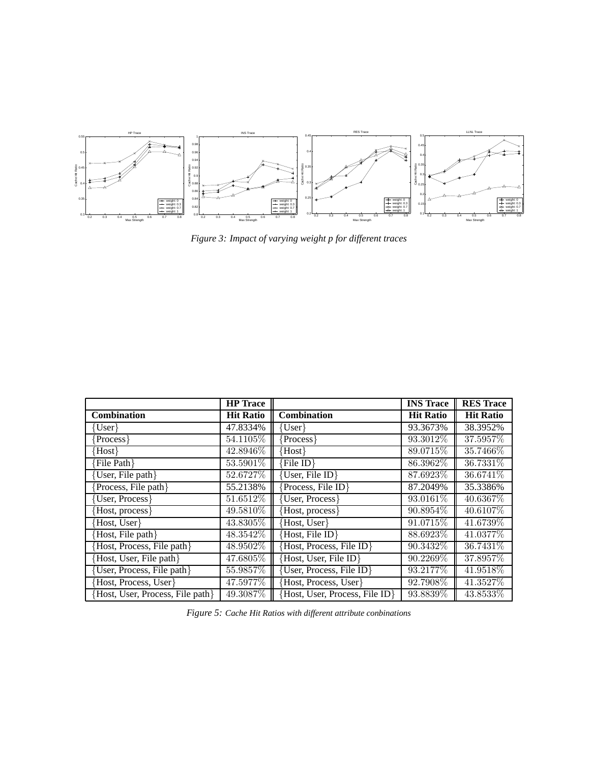*Figure 3: Impact of varying weight p for different traces*

| | HP Trace | | INS Trace | RES Trace |
|---|---|---|---|---|
| **Combination** | **Hit Ratio** | **Combination** | **Hit Ratio** | **Hit Ratio** |
| {User} | 47.8334% | {User} | 93.3673% | 38.3952% |
| {Process} | 54.1105% | {Process} | 93.3012% | 37.5957% |
| {Host} | 42.8946% | {Host} | 89.0715% | 35.7466% |
| {File Path} | 53.5901% | {File ID} | 86.3962% | 36.7331% |
| {User, File path} | 52.6727% | {User, File ID} | 87.6923% | 36.6741% |
| {Process, File path} | 55.2138% | {Process, File ID} | 87.2049% | 35.3386% |
| {User, Process} | 51.6512% | {User, Process} | 93.0161% | 40.6367% |
| {Host, process} | 49.5810% | {Host, process} | 90.8954% | 40.6107% |
| {Host, User} | 43.8305% | {Host, User} | 91.0715% | 41.6739% |
| {Host, File path} | 48.3542% | {Host, File ID} | 88.6923% | 41.0377% |
| {Host, Process, File path} | 48.9502% | {Host, Process, File ID} | 90.3432% | 36.7431% |
| {Host, User, File path} | 47.6805% | {Host, User, File ID} | 90.2269% | 37.8957% |
| {User, Process, File path} | 55.9857% | {User, Process, File ID} | 93.2177% | 41.9518% |
| {Host, Process, User} | 47.5977% | {Host, Process, User} | 92.7908% | 41.3527% |
| {Host, User, Process, File path} | 49.3087% | {Host, User, Process, File ID} | 93.8839% | 43.8533% |

*Figure 5: Cache Hit Ratios with different attribute conbinations*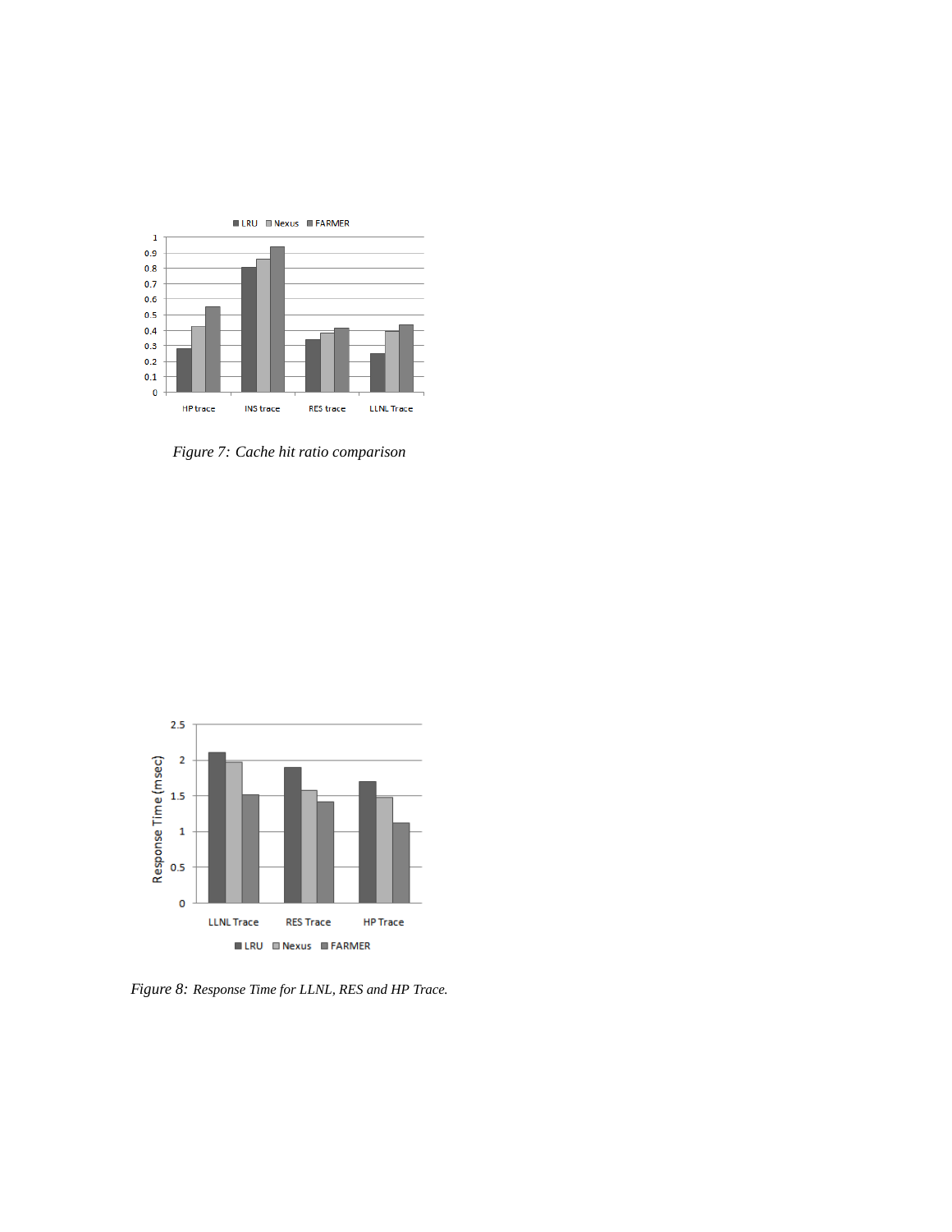LRU Nexus FARMER

1
0.9
0.8
0.7
0.6
0.5
0.4
0.3
0.2
0.1
0

HP trace INS trace RES trace LLNL Trace

*Figure 7: Cache hit ratio comparison*

2.5
2
1.5
1
0.5
0

Response Time (msec)

LLNL Trace RES Trace HP Trace

LRU Nexus FARMER

*Figure 8: Response Time for LLNL, RES and HP Trace.*